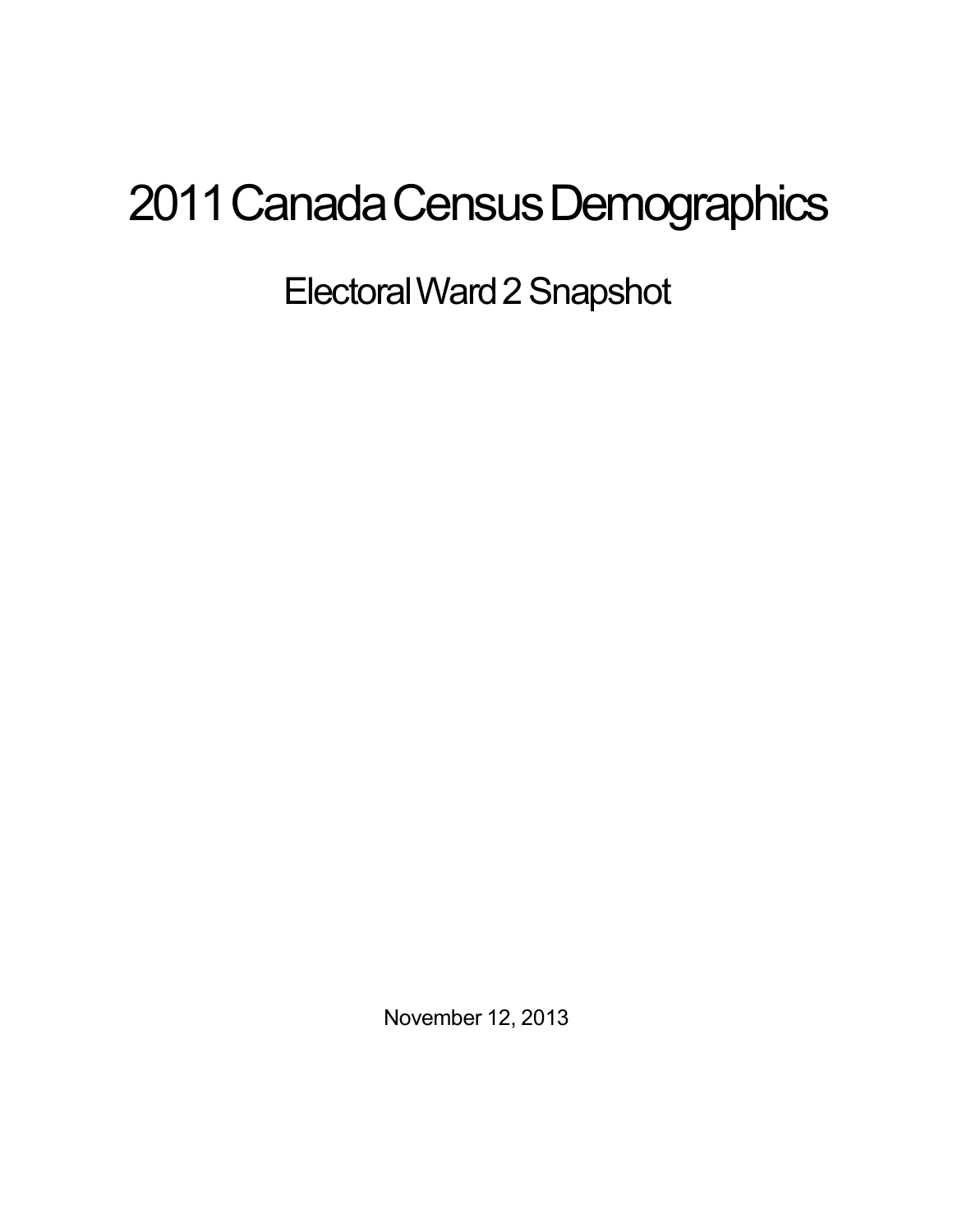# 2011 Canada Census Demographics

## Electoral Ward 2 Snapshot

November 12, 2013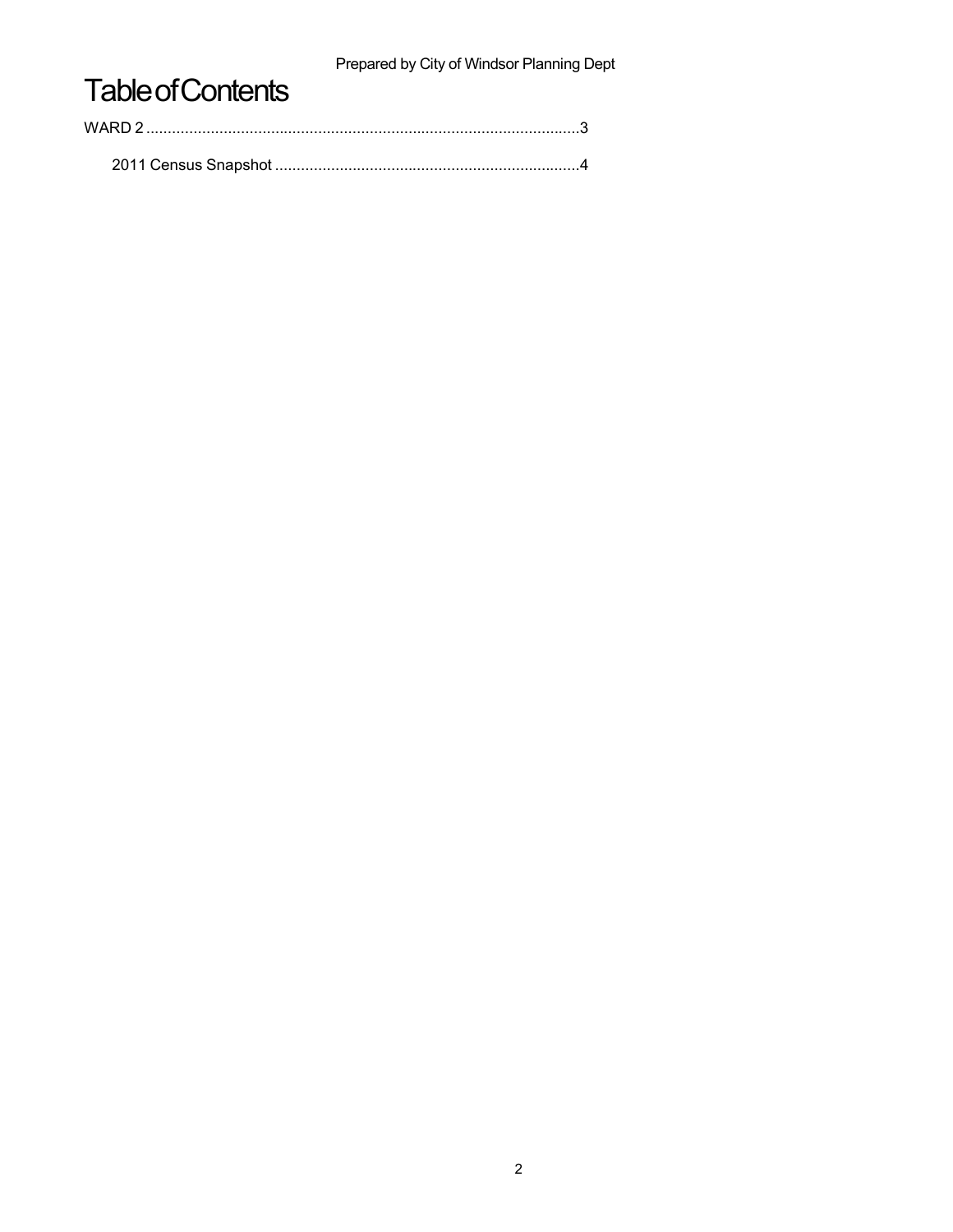# Table of Contents

WARD 2 .....................................................................................................3

2011 Census Snapshot .......................................................................4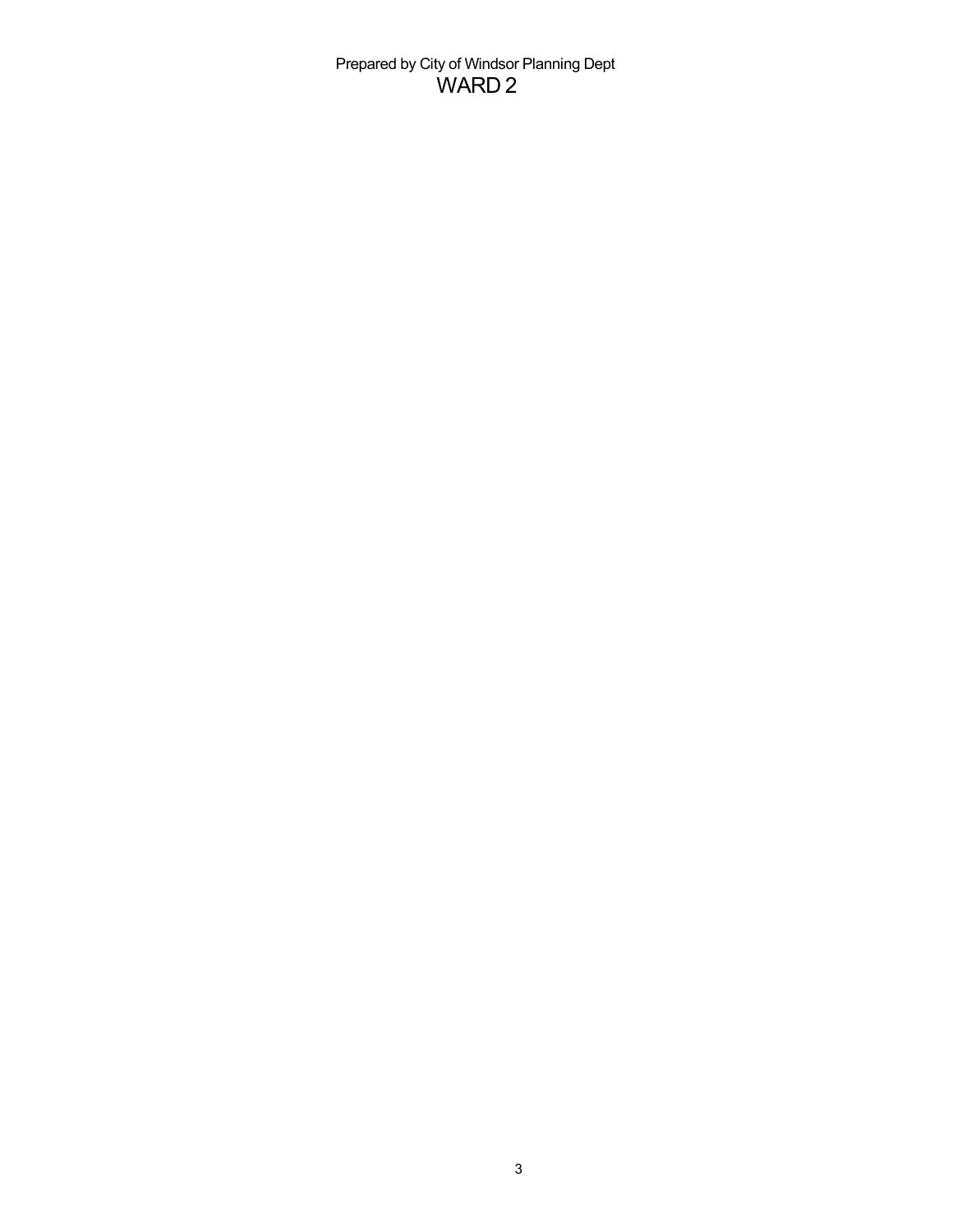Prepared by City of Windsor Planning Dept

# WARD 2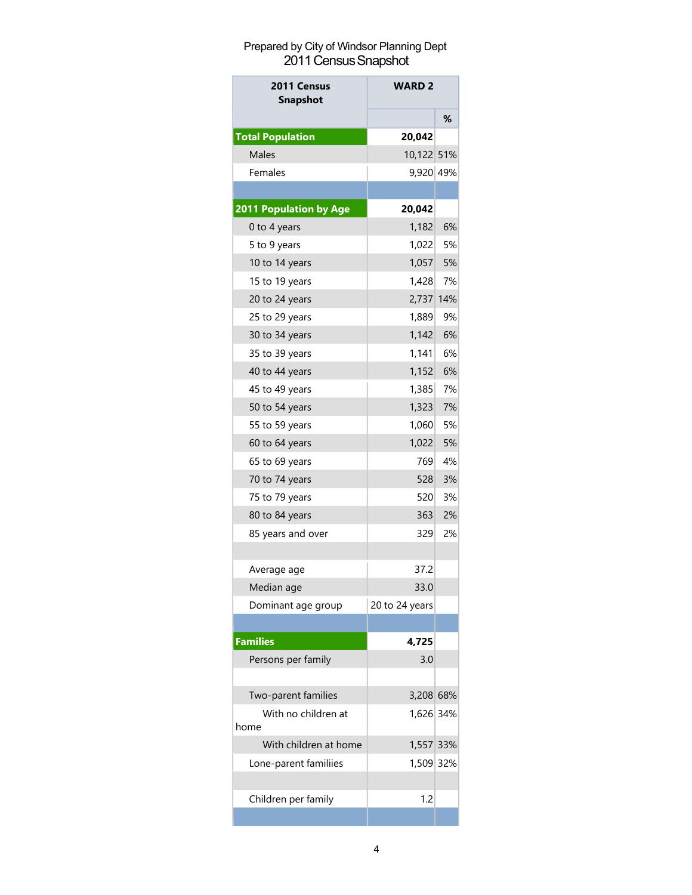Prepared by City of Windsor Planning Dept

# 2011 Census Snapshot

| 2011 Census Snapshot | WARD 2 | |
|---|---|---|
| | | % |
| **Total Population** | **20,042** | |
| Males | 10,122 | 51% |
| Females | 9,920 | 49% |
| | | |
| **2011 Population by Age** | **20,042** | |
| 0 to 4 years | 1,182 | 6% |
| 5 to 9 years | 1,022 | 5% |
| 10 to 14 years | 1,057 | 5% |
| 15 to 19 years | 1,428 | 7% |
| 20 to 24 years | 2,737 | 14% |
| 25 to 29 years | 1,889 | 9% |
| 30 to 34 years | 1,142 | 6% |
| 35 to 39 years | 1,141 | 6% |
| 40 to 44 years | 1,152 | 6% |
| 45 to 49 years | 1,385 | 7% |
| 50 to 54 years | 1,323 | 7% |
| 55 to 59 years | 1,060 | 5% |
| 60 to 64 years | 1,022 | 5% |
| 65 to 69 years | 769 | 4% |
| 70 to 74 years | 528 | 3% |
| 75 to 79 years | 520 | 3% |
| 80 to 84 years | 363 | 2% |
| 85 years and over | 329 | 2% |
| | | |
| Average age | 37.2 | |
| Median age | 33.0 | |
| Dominant age group | 20 to 24 years | |
| | | |
| **Families** | **4,725** | |
| Persons per family | 3.0 | |
| | | |
| Two-parent families | 3,208 | 68% |
| With no children at home | 1,626 | 34% |
| With children at home | 1,557 | 33% |
| Lone-parent familiies | 1,509 | 32% |
| | | |
| Children per family | 1.2 | |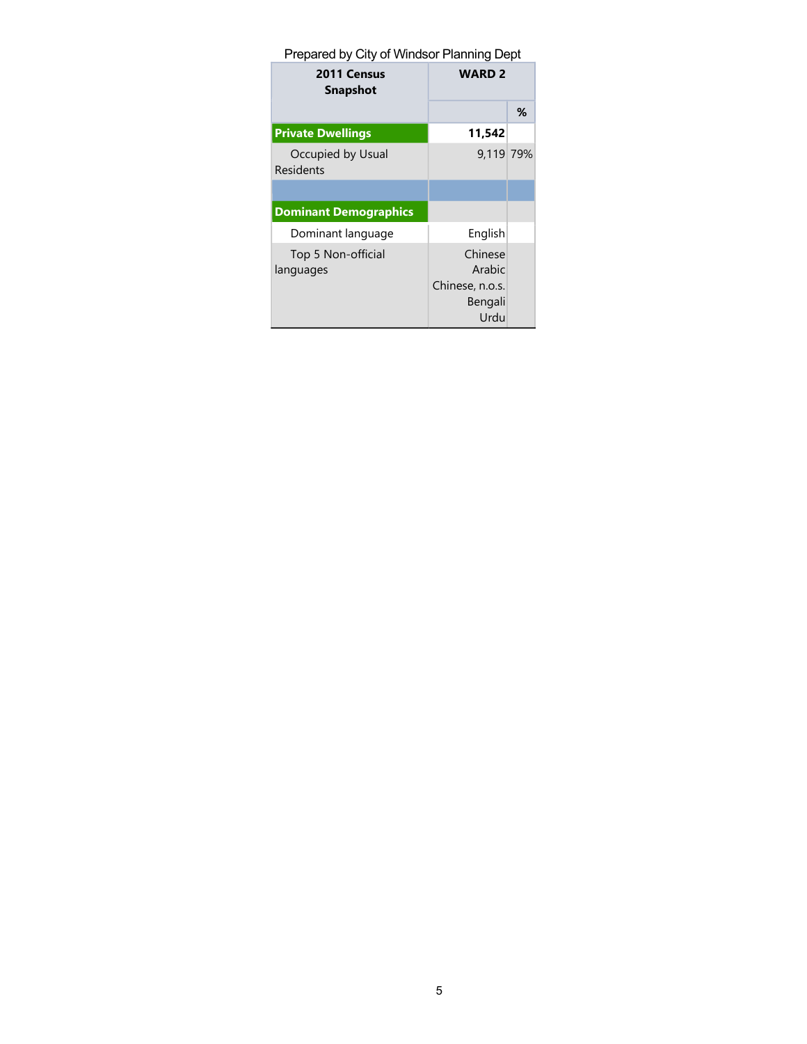Prepared by City of Windsor Planning Dept

| 2011 Census Snapshot | WARD 2 | |
|---|---|---|
| | | % |
| **Private Dwellings** | **11,542** | |
| Occupied by Usual Residents | 9,119 | 79% |
| | | |
| **Dominant Demographics** | | |
| Dominant language | English | |
| Top 5 Non-official languages | Chinese<br>Arabic<br>Chinese, n.o.s.<br>Bengali<br>Urdu | |